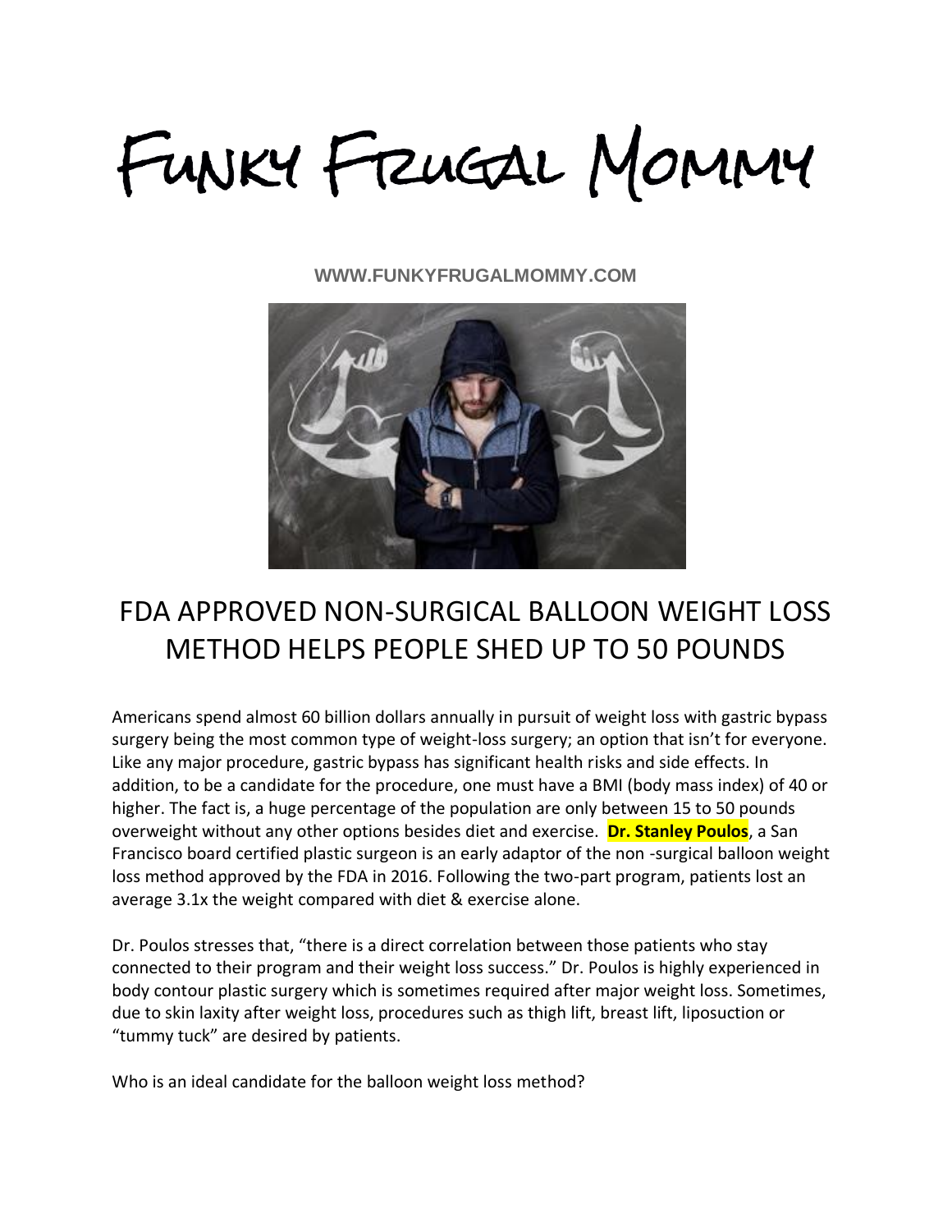# Funky Frugal Mommy

**WWW.FUNKYFRUGALMOMMY.COM**

## FDA APPROVED NON-SURGICAL BALLOON WEIGHT LOSS METHOD HELPS PEOPLE SHED UP TO 50 POUNDS

Americans spend almost 60 billion dollars annually in pursuit of weight loss with gastric bypass surgery being the most common type of weight-loss surgery; an option that isn't for everyone. Like any major procedure, gastric bypass has significant health risks and side effects. In addition, to be a candidate for the procedure, one must have a BMI (body mass index) of 40 or higher. The fact is, a huge percentage of the population are only between 15 to 50 pounds overweight without any other options besides diet and exercise. **Dr. Stanley Poulos**, a San Francisco board certified plastic surgeon is an early adaptor of the non -surgical balloon weight loss method approved by the FDA in 2016. Following the two-part program, patients lost an average 3.1x the weight compared with diet & exercise alone.

Dr. Poulos stresses that, "there is a direct correlation between those patients who stay connected to their program and their weight loss success." Dr. Poulos is highly experienced in body contour plastic surgery which is sometimes required after major weight loss. Sometimes, due to skin laxity after weight loss, procedures such as thigh lift, breast lift, liposuction or "tummy tuck" are desired by patients.

Who is an ideal candidate for the balloon weight loss method?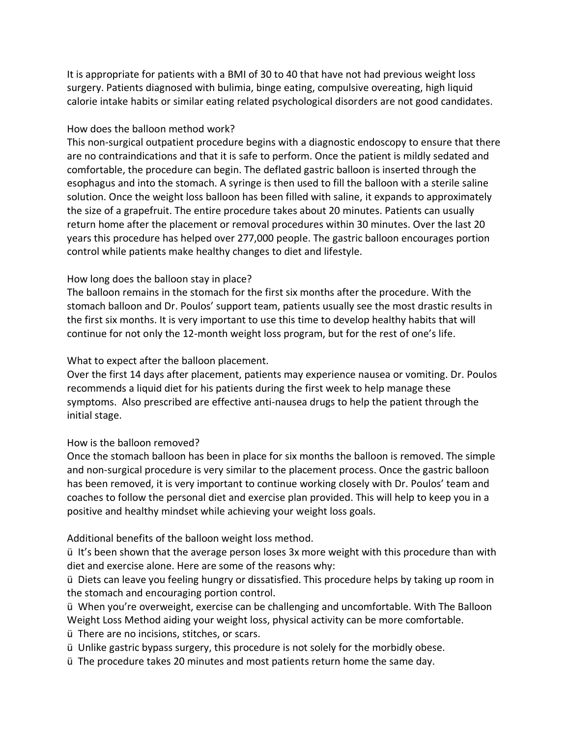It is appropriate for patients with a BMI of 30 to 40 that have not had previous weight loss surgery. Patients diagnosed with bulimia, binge eating, compulsive overeating, high liquid calorie intake habits or similar eating related psychological disorders are not good candidates.

How does the balloon method work?

This non-surgical outpatient procedure begins with a diagnostic endoscopy to ensure that there are no contraindications and that it is safe to perform. Once the patient is mildly sedated and comfortable, the procedure can begin. The deflated gastric balloon is inserted through the esophagus and into the stomach. A syringe is then used to fill the balloon with a sterile saline solution. Once the weight loss balloon has been filled with saline, it expands to approximately the size of a grapefruit. The entire procedure takes about 20 minutes. Patients can usually return home after the placement or removal procedures within 30 minutes. Over the last 20 years this procedure has helped over 277,000 people. The gastric balloon encourages portion control while patients make healthy changes to diet and lifestyle.

How long does the balloon stay in place?

The balloon remains in the stomach for the first six months after the procedure. With the stomach balloon and Dr. Poulos' support team, patients usually see the most drastic results in the first six months. It is very important to use this time to develop healthy habits that will continue for not only the 12-month weight loss program, but for the rest of one's life.

What to expect after the balloon placement.

Over the first 14 days after placement, patients may experience nausea or vomiting. Dr. Poulos recommends a liquid diet for his patients during the first week to help manage these symptoms. Also prescribed are effective anti-nausea drugs to help the patient through the initial stage.

How is the balloon removed?

Once the stomach balloon has been in place for six months the balloon is removed. The simple and non-surgical procedure is very similar to the placement process. Once the gastric balloon has been removed, it is very important to continue working closely with Dr. Poulos' team and coaches to follow the personal diet and exercise plan provided. This will help to keep you in a positive and healthy mindset while achieving your weight loss goals.

Additional benefits of the balloon weight loss method.

- It's been shown that the average person loses 3x more weight with this procedure than with diet and exercise alone. Here are some of the reasons why:
- Diets can leave you feeling hungry or dissatisfied. This procedure helps by taking up room in the stomach and encouraging portion control.
- When you're overweight, exercise can be challenging and uncomfortable. With The Balloon Weight Loss Method aiding your weight loss, physical activity can be more comfortable.
- There are no incisions, stitches, or scars.
- Unlike gastric bypass surgery, this procedure is not solely for the morbidly obese.
- The procedure takes 20 minutes and most patients return home the same day.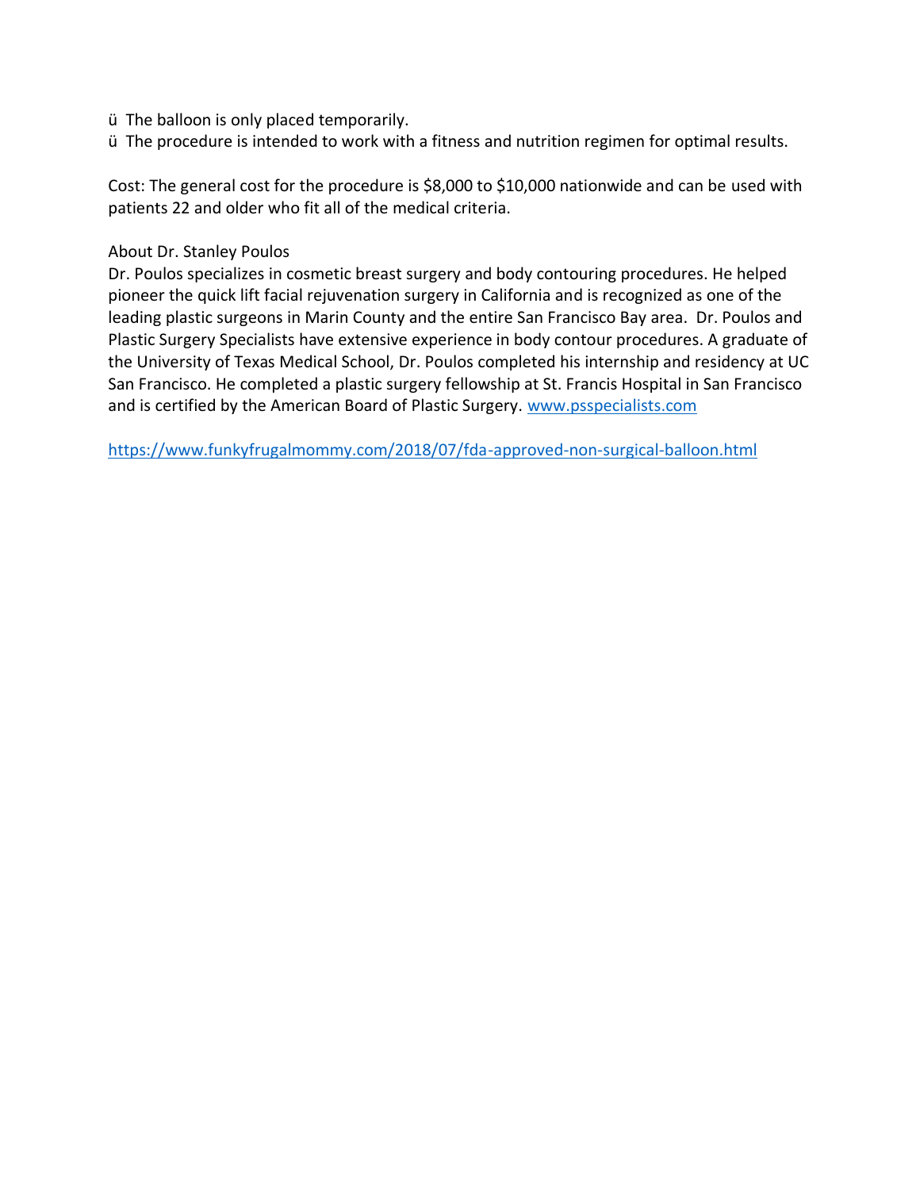ü The balloon is only placed temporarily.
ü The procedure is intended to work with a fitness and nutrition regimen for optimal results.

Cost: The general cost for the procedure is $8,000 to $10,000 nationwide and can be used with patients 22 and older who fit all of the medical criteria.

About Dr. Stanley Poulos

Dr. Poulos specializes in cosmetic breast surgery and body contouring procedures. He helped pioneer the quick lift facial rejuvenation surgery in California and is recognized as one of the leading plastic surgeons in Marin County and the entire San Francisco Bay area. Dr. Poulos and Plastic Surgery Specialists have extensive experience in body contour procedures. A graduate of the University of Texas Medical School, Dr. Poulos completed his internship and residency at UC San Francisco. He completed a plastic surgery fellowship at St. Francis Hospital in San Francisco and is certified by the American Board of Plastic Surgery. [www.psspecialists.com](http://www.psspecialists.com)

https://www.funkyfrugalmommy.com/2018/07/fda-approved-non-surgical-balloon.html